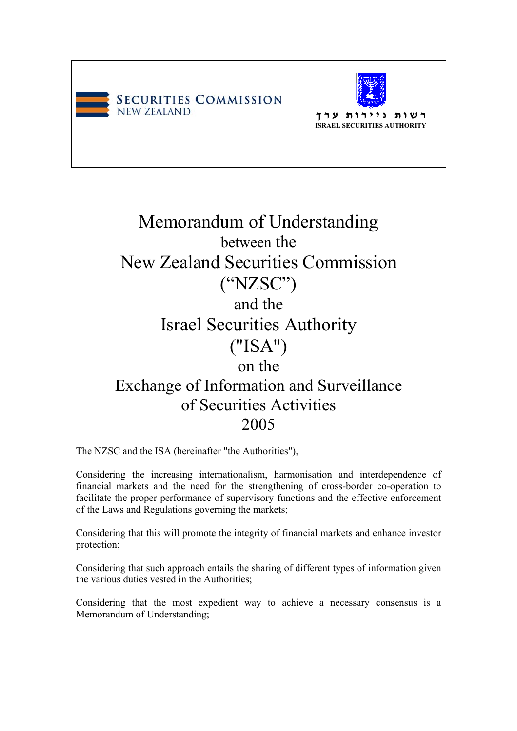| SECURITIES COMMISSION NEW ZEALAND | רשות ניירות ערך ISRAEL SECURITIES AUTHORITY |
| --- | --- |

# Memorandum of Understanding between the New Zealand Securities Commission (“NZSC”) and the Israel Securities Authority ("ISA") on the Exchange of Information and Surveillance of Securities Activities 2005

The NZSC and the ISA (hereinafter "the Authorities"),

Considering the increasing internationalism, harmonisation and interdependence of financial markets and the need for the strengthening of cross-border co-operation to facilitate the proper performance of supervisory functions and the effective enforcement of the Laws and Regulations governing the markets;

Considering that this will promote the integrity of financial markets and enhance investor protection;

Considering that such approach entails the sharing of different types of information given the various duties vested in the Authorities;

Considering that the most expedient way to achieve a necessary consensus is a Memorandum of Understanding;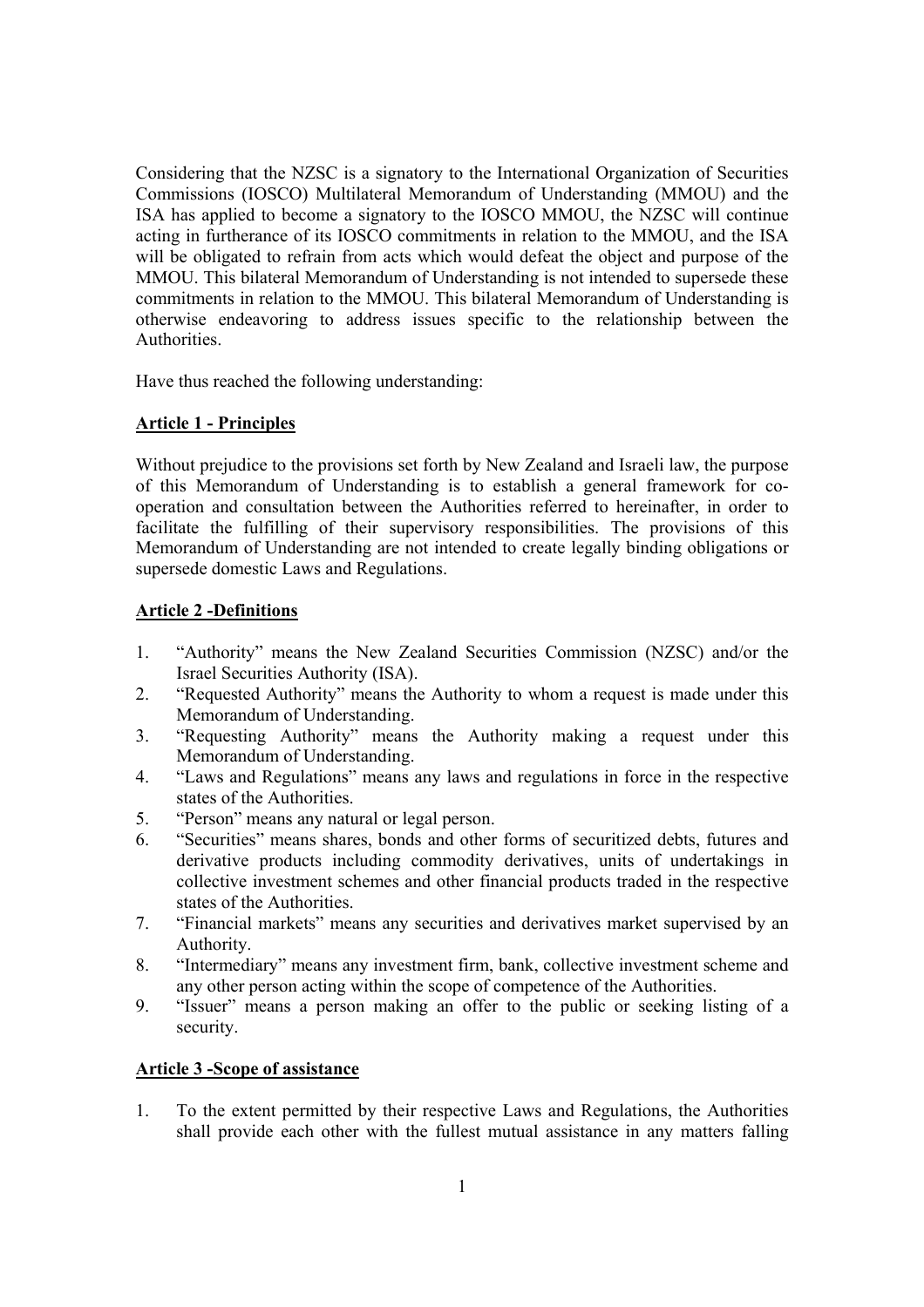Considering that the NZSC is a signatory to the International Organization of Securities Commissions (IOSCO) Multilateral Memorandum of Understanding (MMOU) and the ISA has applied to become a signatory to the IOSCO MMOU, the NZSC will continue acting in furtherance of its IOSCO commitments in relation to the MMOU, and the ISA will be obligated to refrain from acts which would defeat the object and purpose of the MMOU. This bilateral Memorandum of Understanding is not intended to supersede these commitments in relation to the MMOU. This bilateral Memorandum of Understanding is otherwise endeavoring to address issues specific to the relationship between the Authorities.

Have thus reached the following understanding:

## Article 1 - Principles

Without prejudice to the provisions set forth by New Zealand and Israeli law, the purpose of this Memorandum of Understanding is to establish a general framework for co-operation and consultation between the Authorities referred to hereinafter, in order to facilitate the fulfilling of their supervisory responsibilities. The provisions of this Memorandum of Understanding are not intended to create legally binding obligations or supersede domestic Laws and Regulations.

## Article 2 -Definitions

1. "Authority" means the New Zealand Securities Commission (NZSC) and/or the Israel Securities Authority (ISA).
2. "Requested Authority" means the Authority to whom a request is made under this Memorandum of Understanding.
3. "Requesting Authority" means the Authority making a request under this Memorandum of Understanding.
4. "Laws and Regulations" means any laws and regulations in force in the respective states of the Authorities.
5. "Person" means any natural or legal person.
6. "Securities" means shares, bonds and other forms of securitized debts, futures and derivative products including commodity derivatives, units of undertakings in collective investment schemes and other financial products traded in the respective states of the Authorities.
7. "Financial markets" means any securities and derivatives market supervised by an Authority.
8. "Intermediary" means any investment firm, bank, collective investment scheme and any other person acting within the scope of competence of the Authorities.
9. "Issuer" means a person making an offer to the public or seeking listing of a security.

## Article 3 -Scope of assistance

1. To the extent permitted by their respective Laws and Regulations, the Authorities shall provide each other with the fullest mutual assistance in any matters falling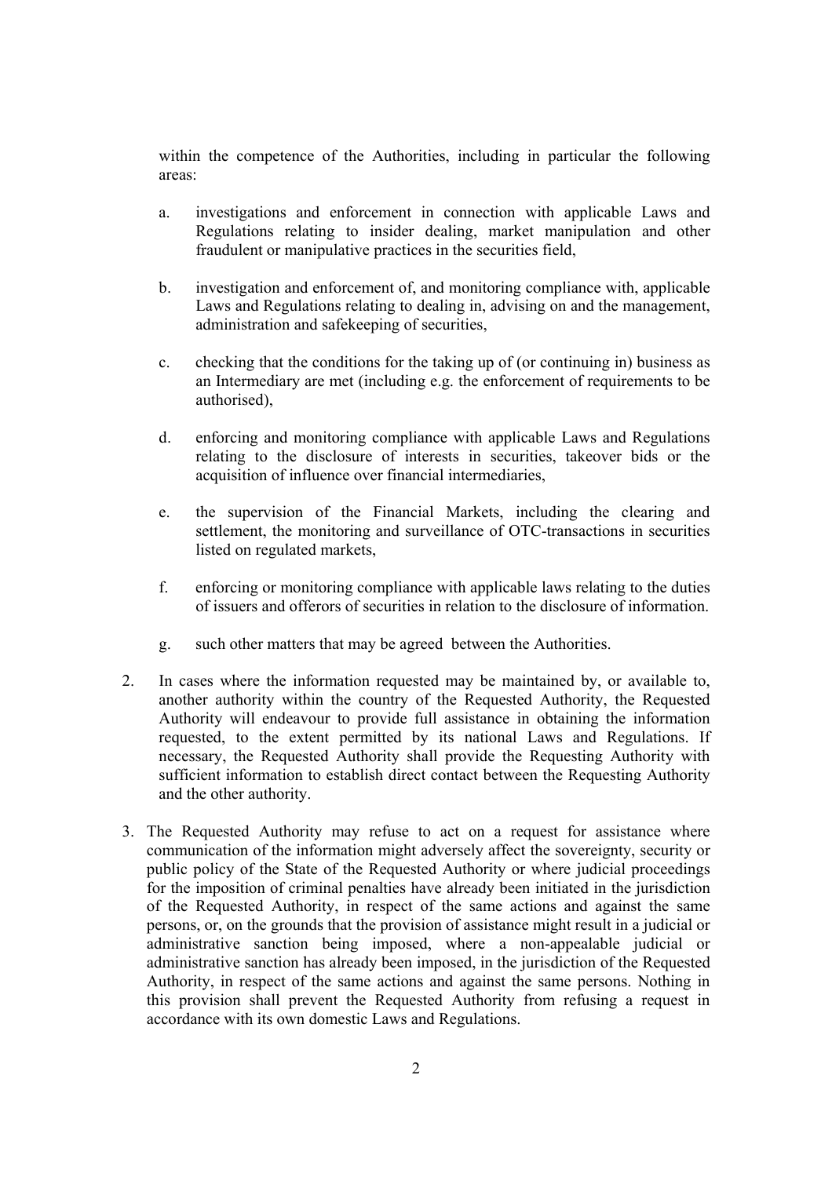within the competence of the Authorities, including in particular the following areas:

a. investigations and enforcement in connection with applicable Laws and Regulations relating to insider dealing, market manipulation and other fraudulent or manipulative practices in the securities field,

b. investigation and enforcement of, and monitoring compliance with, applicable Laws and Regulations relating to dealing in, advising on and the management, administration and safekeeping of securities,

c. checking that the conditions for the taking up of (or continuing in) business as an Intermediary are met (including e.g. the enforcement of requirements to be authorised),

d. enforcing and monitoring compliance with applicable Laws and Regulations relating to the disclosure of interests in securities, takeover bids or the acquisition of influence over financial intermediaries,

e. the supervision of the Financial Markets, including the clearing and settlement, the monitoring and surveillance of OTC-transactions in securities listed on regulated markets,

f. enforcing or monitoring compliance with applicable laws relating to the duties of issuers and offerors of securities in relation to the disclosure of information.

g. such other matters that may be agreed between the Authorities.

2. In cases where the information requested may be maintained by, or available to, another authority within the country of the Requested Authority, the Requested Authority will endeavour to provide full assistance in obtaining the information requested, to the extent permitted by its national Laws and Regulations. If necessary, the Requested Authority shall provide the Requesting Authority with sufficient information to establish direct contact between the Requesting Authority and the other authority.

3. The Requested Authority may refuse to act on a request for assistance where communication of the information might adversely affect the sovereignty, security or public policy of the State of the Requested Authority or where judicial proceedings for the imposition of criminal penalties have already been initiated in the jurisdiction of the Requested Authority, in respect of the same actions and against the same persons, or, on the grounds that the provision of assistance might result in a judicial or administrative sanction being imposed, where a non-appealable judicial or administrative sanction has already been imposed, in the jurisdiction of the Requested Authority, in respect of the same actions and against the same persons. Nothing in this provision shall prevent the Requested Authority from refusing a request in accordance with its own domestic Laws and Regulations.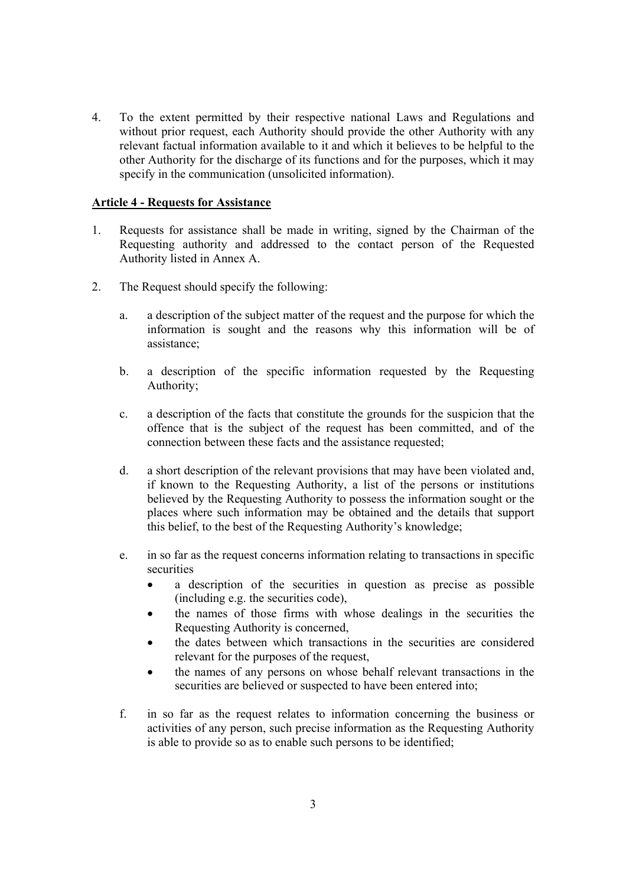4. To the extent permitted by their respective national Laws and Regulations and without prior request, each Authority should provide the other Authority with any relevant factual information available to it and which it believes to be helpful to the other Authority for the discharge of its functions and for the purposes, which it may specify in the communication (unsolicited information).

## **Article 4 - Requests for Assistance**

1. Requests for assistance shall be made in writing, signed by the Chairman of the Requesting authority and addressed to the contact person of the Requested Authority listed in Annex A.

2. The Request should specify the following:

   a. a description of the subject matter of the request and the purpose for which the information is sought and the reasons why this information will be of assistance;

   b. a description of the specific information requested by the Requesting Authority;

   c. a description of the facts that constitute the grounds for the suspicion that the offence that is the subject of the request has been committed, and of the connection between these facts and the assistance requested;

   d. a short description of the relevant provisions that may have been violated and, if known to the Requesting Authority, a list of the persons or institutions believed by the Requesting Authority to possess the information sought or the places where such information may be obtained and the details that support this belief, to the best of the Requesting Authority's knowledge;

   e. in so far as the request concerns information relating to transactions in specific securities
      - a description of the securities in question as precise as possible (including e.g. the securities code),
      - the names of those firms with whose dealings in the securities the Requesting Authority is concerned,
      - the dates between which transactions in the securities are considered relevant for the purposes of the request,
      - the names of any persons on whose behalf relevant transactions in the securities are believed or suspected to have been entered into;

   f. in so far as the request relates to information concerning the business or activities of any person, such precise information as the Requesting Authority is able to provide so as to enable such persons to be identified;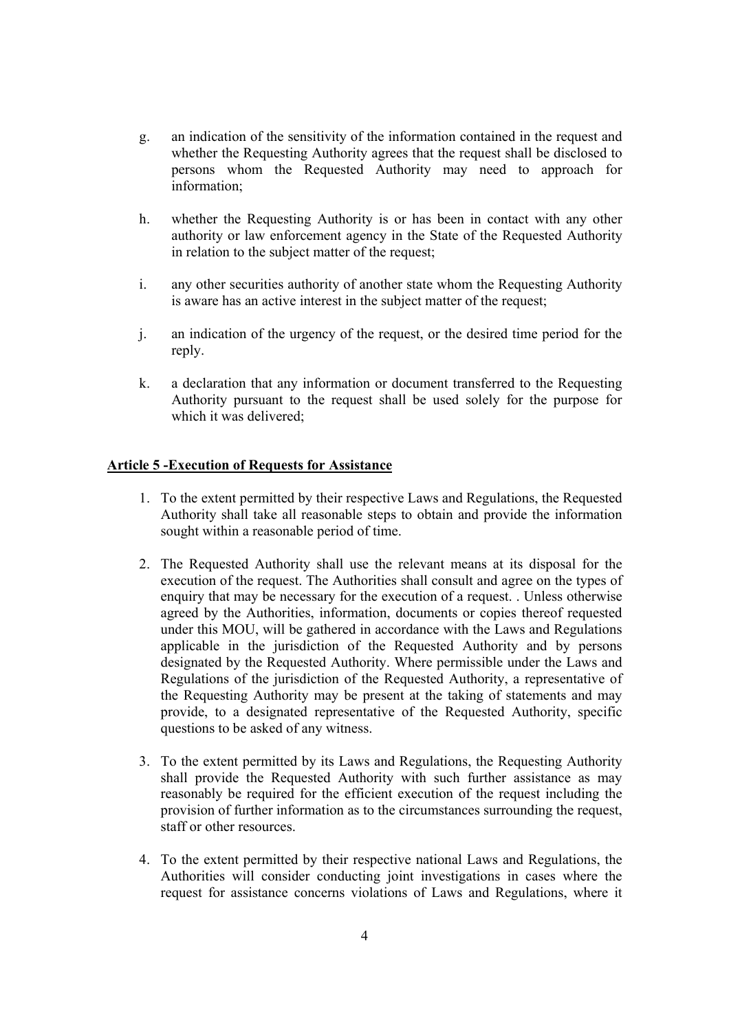g. an indication of the sensitivity of the information contained in the request and whether the Requesting Authority agrees that the request shall be disclosed to persons whom the Requested Authority may need to approach for information;

h. whether the Requesting Authority is or has been in contact with any other authority or law enforcement agency in the State of the Requested Authority in relation to the subject matter of the request;

i. any other securities authority of another state whom the Requesting Authority is aware has an active interest in the subject matter of the request;

j. an indication of the urgency of the request, or the desired time period for the reply.

k. a declaration that any information or document transferred to the Requesting Authority pursuant to the request shall be used solely for the purpose for which it was delivered;

## Article 5 -Execution of Requests for Assistance

1. To the extent permitted by their respective Laws and Regulations, the Requested Authority shall take all reasonable steps to obtain and provide the information sought within a reasonable period of time.

2. The Requested Authority shall use the relevant means at its disposal for the execution of the request. The Authorities shall consult and agree on the types of enquiry that may be necessary for the execution of a request. . Unless otherwise agreed by the Authorities, information, documents or copies thereof requested under this MOU, will be gathered in accordance with the Laws and Regulations applicable in the jurisdiction of the Requested Authority and by persons designated by the Requested Authority. Where permissible under the Laws and Regulations of the jurisdiction of the Requested Authority, a representative of the Requesting Authority may be present at the taking of statements and may provide, to a designated representative of the Requested Authority, specific questions to be asked of any witness.

3. To the extent permitted by its Laws and Regulations, the Requesting Authority shall provide the Requested Authority with such further assistance as may reasonably be required for the efficient execution of the request including the provision of further information as to the circumstances surrounding the request, staff or other resources.

4. To the extent permitted by their respective national Laws and Regulations, the Authorities will consider conducting joint investigations in cases where the request for assistance concerns violations of Laws and Regulations, where it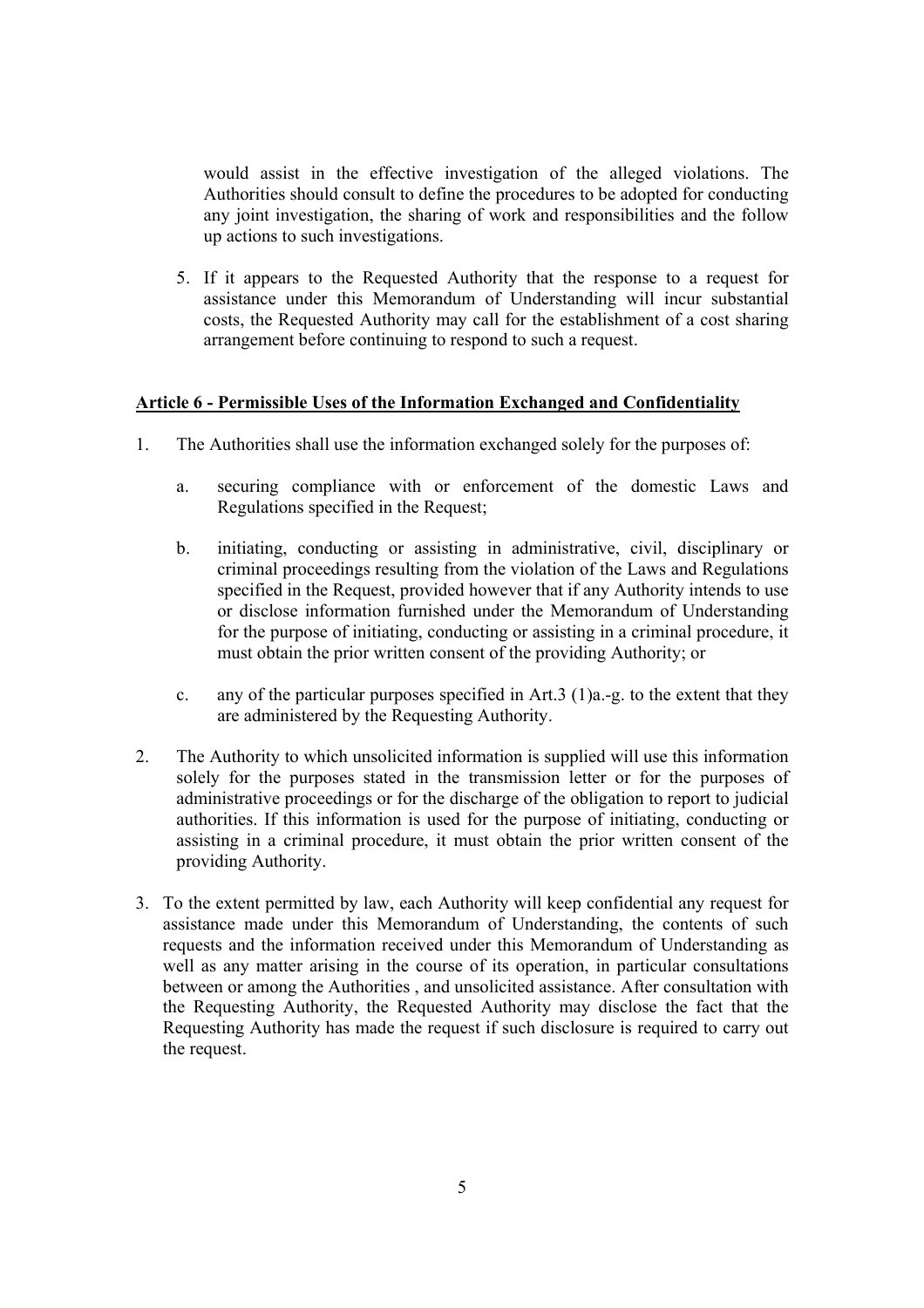would assist in the effective investigation of the alleged violations. The Authorities should consult to define the procedures to be adopted for conducting any joint investigation, the sharing of work and responsibilities and the follow up actions to such investigations.

5. If it appears to the Requested Authority that the response to a request for assistance under this Memorandum of Understanding will incur substantial costs, the Requested Authority may call for the establishment of a cost sharing arrangement before continuing to respond to such a request.

**Article 6 - Permissible Uses of the Information Exchanged and Confidentiality**

1. The Authorities shall use the information exchanged solely for the purposes of:

   a. securing compliance with or enforcement of the domestic Laws and Regulations specified in the Request;

   b. initiating, conducting or assisting in administrative, civil, disciplinary or criminal proceedings resulting from the violation of the Laws and Regulations specified in the Request, provided however that if any Authority intends to use or disclose information furnished under the Memorandum of Understanding for the purpose of initiating, conducting or assisting in a criminal procedure, it must obtain the prior written consent of the providing Authority; or

   c. any of the particular purposes specified in Art.3 (1)a.-g. to the extent that they are administered by the Requesting Authority.

2. The Authority to which unsolicited information is supplied will use this information solely for the purposes stated in the transmission letter or for the purposes of administrative proceedings or for the discharge of the obligation to report to judicial authorities. If this information is used for the purpose of initiating, conducting or assisting in a criminal procedure, it must obtain the prior written consent of the providing Authority.

3. To the extent permitted by law, each Authority will keep confidential any request for assistance made under this Memorandum of Understanding, the contents of such requests and the information received under this Memorandum of Understanding as well as any matter arising in the course of its operation, in particular consultations between or among the Authorities , and unsolicited assistance. After consultation with the Requesting Authority, the Requested Authority may disclose the fact that the Requesting Authority has made the request if such disclosure is required to carry out the request.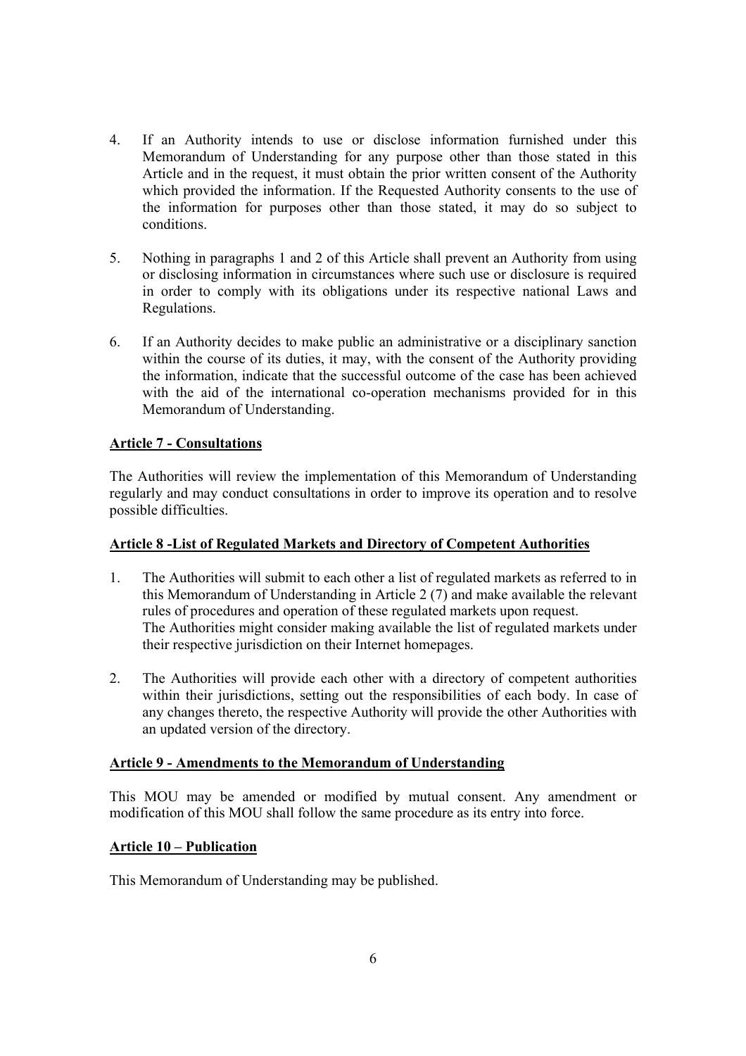4. If an Authority intends to use or disclose information furnished under this Memorandum of Understanding for any purpose other than those stated in this Article and in the request, it must obtain the prior written consent of the Authority which provided the information. If the Requested Authority consents to the use of the information for purposes other than those stated, it may do so subject to conditions.

5. Nothing in paragraphs 1 and 2 of this Article shall prevent an Authority from using or disclosing information in circumstances where such use or disclosure is required in order to comply with its obligations under its respective national Laws and Regulations.

6. If an Authority decides to make public an administrative or a disciplinary sanction within the course of its duties, it may, with the consent of the Authority providing the information, indicate that the successful outcome of the case has been achieved with the aid of the international co-operation mechanisms provided for in this Memorandum of Understanding.

**Article 7 - Consultations**

The Authorities will review the implementation of this Memorandum of Understanding regularly and may conduct consultations in order to improve its operation and to resolve possible difficulties.

**Article 8 -List of Regulated Markets and Directory of Competent Authorities**

1. The Authorities will submit to each other a list of regulated markets as referred to in this Memorandum of Understanding in Article 2 (7) and make available the relevant rules of procedures and operation of these regulated markets upon request.
   The Authorities might consider making available the list of regulated markets under their respective jurisdiction on their Internet homepages.

2. The Authorities will provide each other with a directory of competent authorities within their jurisdictions, setting out the responsibilities of each body. In case of any changes thereto, the respective Authority will provide the other Authorities with an updated version of the directory.

**Article 9 - Amendments to the Memorandum of Understanding**

This MOU may be amended or modified by mutual consent. Any amendment or modification of this MOU shall follow the same procedure as its entry into force.

**Article 10 – Publication**

This Memorandum of Understanding may be published.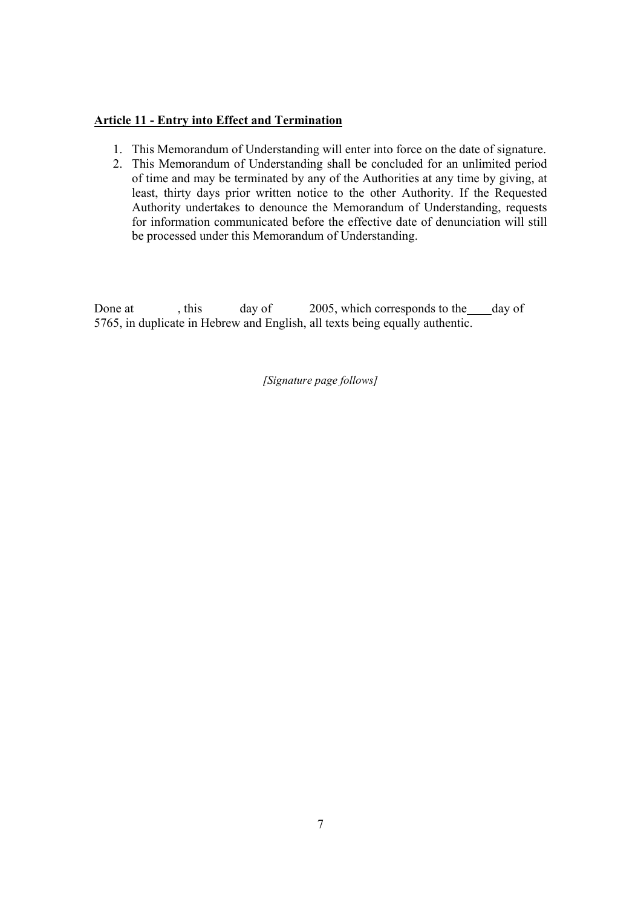**Article 11 - Entry into Effect and Termination**

1. This Memorandum of Understanding will enter into force on the date of signature.
2. This Memorandum of Understanding shall be concluded for an unlimited period of time and may be terminated by any of the Authorities at any time by giving, at least, thirty days prior written notice to the other Authority. If the Requested Authority undertakes to denounce the Memorandum of Understanding, requests for information communicated before the effective date of denunciation will still be processed under this Memorandum of Understanding.

Done at , this day of 2005, which corresponds to the \_\_\_\_ day of 5765, in duplicate in Hebrew and English, all texts being equally authentic.

*[Signature page follows]*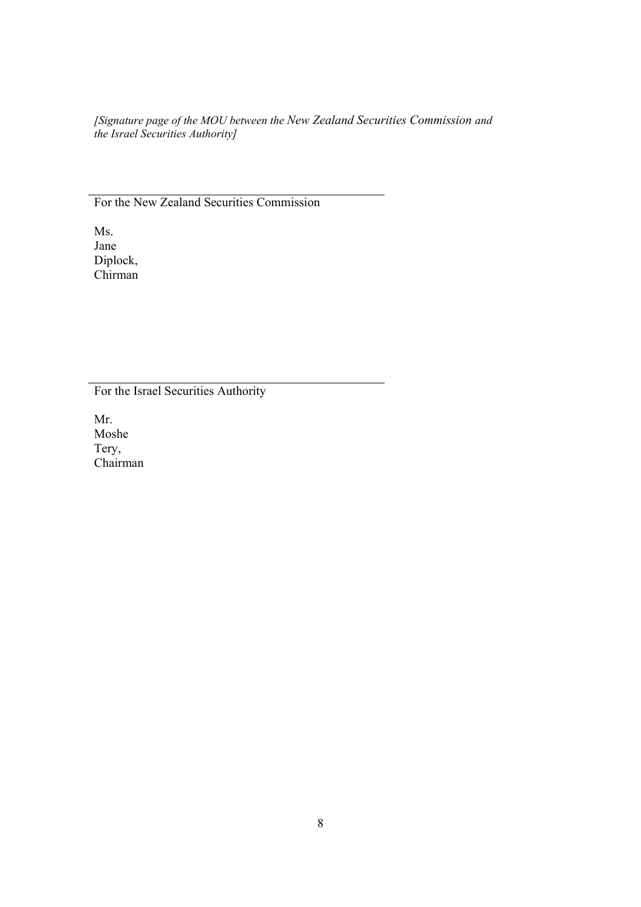*[Signature page of the MOU between the New Zealand Securities Commission and the Israel Securities Authority]*

---

For the New Zealand Securities Commission

Ms.
Jane
Diplock,
Chirman

---

For the Israel Securities Authority

Mr.
Moshe
Tery,
Chairman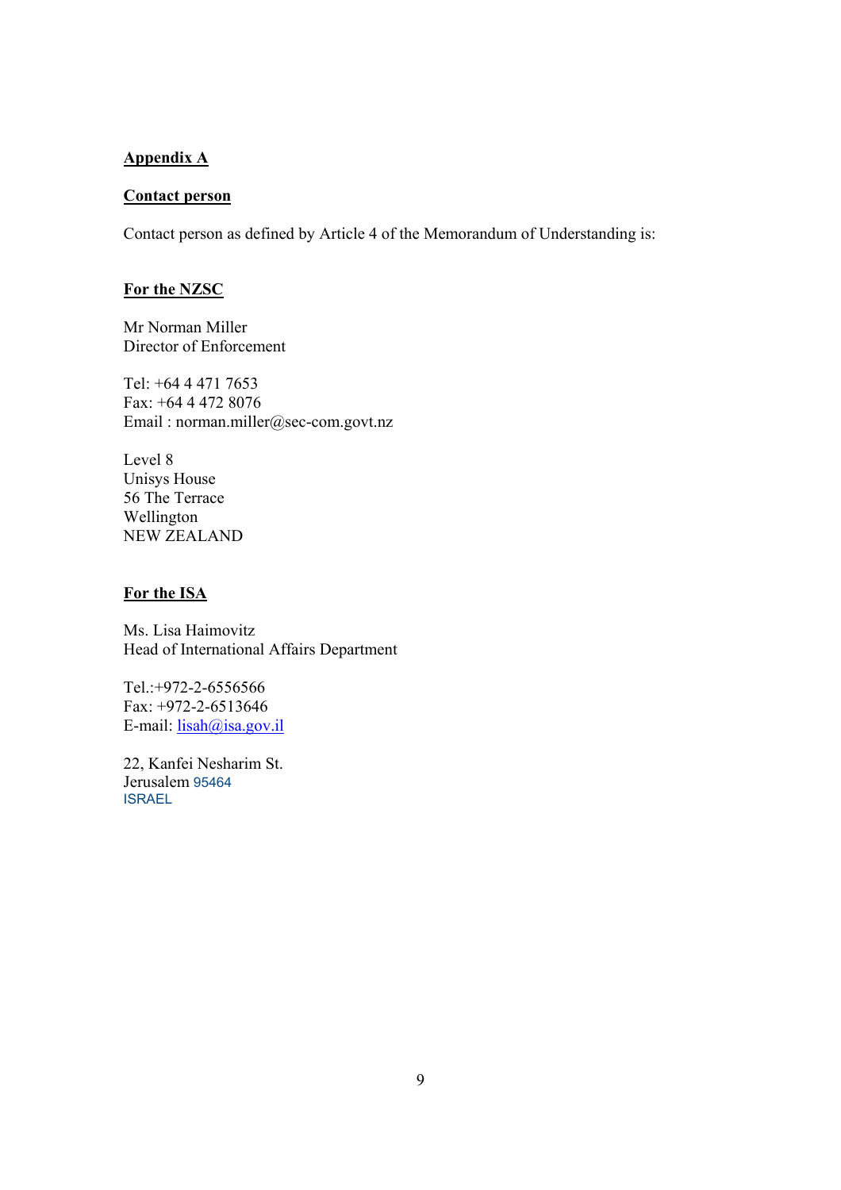## Appendix A

### Contact person

Contact person as defined by Article 4 of the Memorandum of Understanding is:

### For the NZSC

Mr Norman Miller
Director of Enforcement

Tel: +64 4 471 7653
Fax: +64 4 472 8076
Email : norman.miller@sec-com.govt.nz

Level 8
Unisys House
56 The Terrace
Wellington
NEW ZEALAND

### For the ISA

Ms. Lisa Haimovitz
Head of International Affairs Department

Tel.:+972-2-6556566
Fax: +972-2-6513646
E-mail: lisah@isa.gov.il

22, Kanfei Nesharim St.
Jerusalem 95464
ISRAEL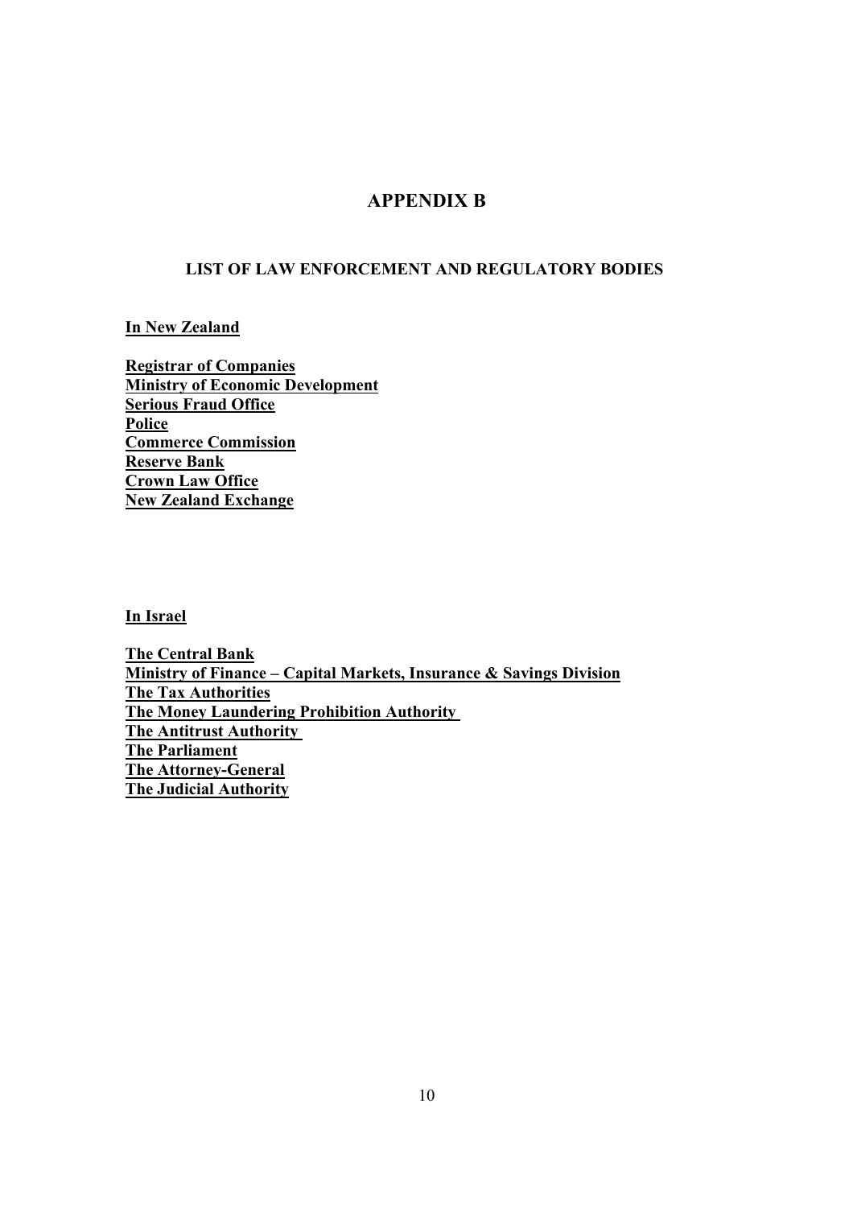# APPENDIX B

## LIST OF LAW ENFORCEMENT AND REGULATORY BODIES

**In New Zealand**

**Registrar of Companies**
**Ministry of Economic Development**
**Serious Fraud Office**
**Police**
**Commerce Commission**
**Reserve Bank**
**Crown Law Office**
**New Zealand Exchange**

**In Israel**

**The Central Bank**
**Ministry of Finance – Capital Markets, Insurance & Savings Division**
**The Tax Authorities**
**The Money Laundering Prohibition Authority**
**The Antitrust Authority**
**The Parliament**
**The Attorney-General**
**The Judicial Authority**